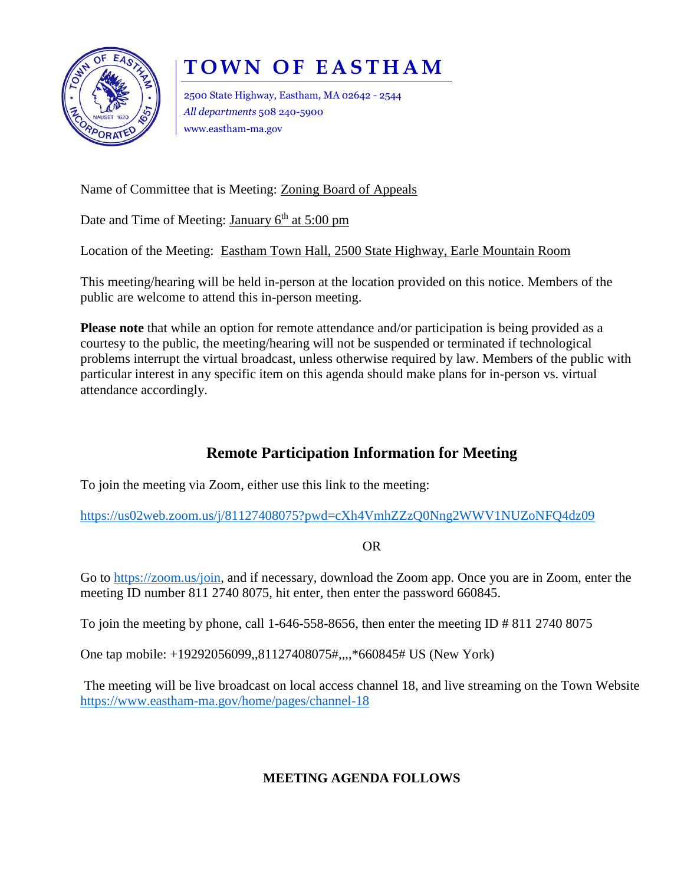# TOWN OF EASTHAM

2500 State Highway, Eastham, MA 02642 - 2544
*All departments* 508 240-5900
www.eastham-ma.gov

Name of Committee that is Meeting: Zoning Board of Appeals

Date and Time of Meeting: January 6th at 5:00 pm

Location of the Meeting: Eastham Town Hall, 2500 State Highway, Earle Mountain Room

This meeting/hearing will be held in-person at the location provided on this notice. Members of the public are welcome to attend this in-person meeting.

**Please note** that while an option for remote attendance and/or participation is being provided as a courtesy to the public, the meeting/hearing will not be suspended or terminated if technological problems interrupt the virtual broadcast, unless otherwise required by law. Members of the public with particular interest in any specific item on this agenda should make plans for in-person vs. virtual attendance accordingly.

## Remote Participation Information for Meeting

To join the meeting via Zoom, either use this link to the meeting:

https://us02web.zoom.us/j/81127408075?pwd=cXh4VmhZZzQ0Nng2WWV1NUZoNFQ4dz09

OR

Go to https://zoom.us/join, and if necessary, download the Zoom app. Once you are in Zoom, enter the meeting ID number 811 2740 8075, hit enter, then enter the password 660845.

To join the meeting by phone, call 1-646-558-8656, then enter the meeting ID # 811 2740 8075

One tap mobile: +19292056099,,81127408075#,,,,*660845# US (New York)

The meeting will be live broadcast on local access channel 18, and live streaming on the Town Website https://www.eastham-ma.gov/home/pages/channel-18

**MEETING AGENDA FOLLOWS**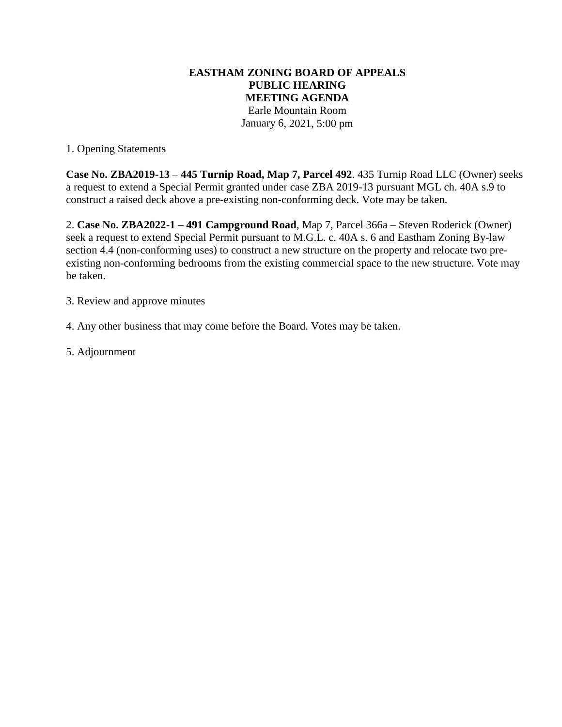**EASTHAM ZONING BOARD OF APPEALS**
**PUBLIC HEARING**
**MEETING AGENDA**
Earle Mountain Room
January 6, 2021, 5:00 pm

1. Opening Statements

**Case No. ZBA2019-13** – **445 Turnip Road, Map 7, Parcel 492**. 435 Turnip Road LLC (Owner) seeks a request to extend a Special Permit granted under case ZBA 2019-13 pursuant MGL ch. 40A s.9 to construct a raised deck above a pre-existing non-conforming deck. Vote may be taken.

2. **Case No. ZBA2022-1 – 491 Campground Road**, Map 7, Parcel 366a – Steven Roderick (Owner) seek a request to extend Special Permit pursuant to M.G.L. c. 40A s. 6 and Eastham Zoning By-law section 4.4 (non-conforming uses) to construct a new structure on the property and relocate two pre-existing non-conforming bedrooms from the existing commercial space to the new structure. Vote may be taken.

3. Review and approve minutes

4. Any other business that may come before the Board. Votes may be taken.

5. Adjournment